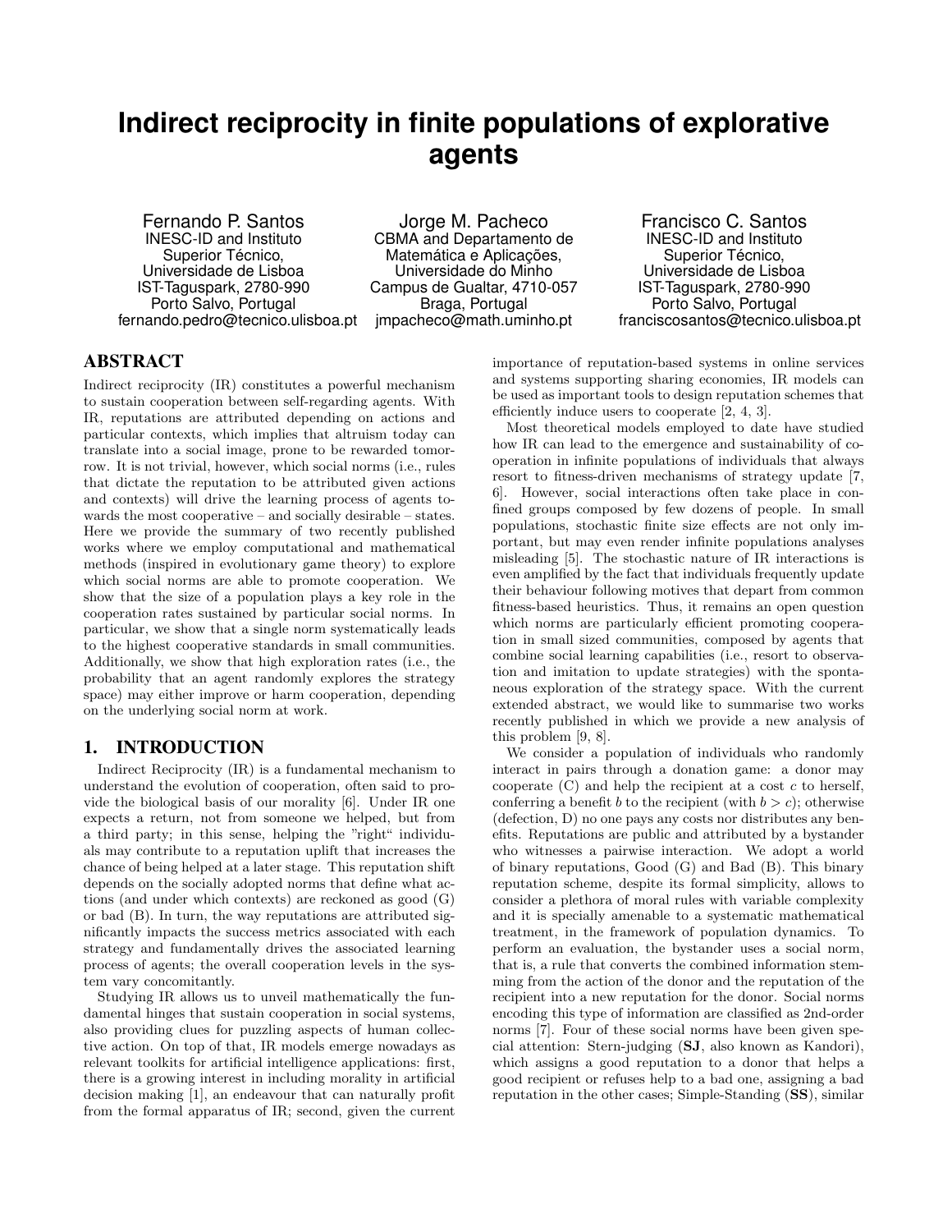# Indirect reciprocity in finite populations of explorative agents

Fernando P. Santos
INESC-ID and Instituto Superior Técnico, Universidade de Lisboa
IST-Taguspark, 2780-990 Porto Salvo, Portugal
fernando.pedro@tecnico.ulisboa.pt

Jorge M. Pacheco
CBMA and Departamento de Matemática e Aplicações, Universidade do Minho
Campus de Gualtar, 4710-057 Braga, Portugal
jmpacheco@math.uminho.pt

Francisco C. Santos
INESC-ID and Instituto Superior Técnico, Universidade de Lisboa
IST-Taguspark, 2780-990 Porto Salvo, Portugal
franciscosantos@tecnico.ulisboa.pt

## ABSTRACT

Indirect reciprocity (IR) constitutes a powerful mechanism to sustain cooperation between self-regarding agents. With IR, reputations are attributed depending on actions and particular contexts, which implies that altruism today can translate into a social image, prone to be rewarded tomorrow. It is not trivial, however, which social norms (i.e., rules that dictate the reputation to be attributed given actions and contexts) will drive the learning process of agents towards the most cooperative – and socially desirable – states. Here we provide the summary of two recently published works where we employ computational and mathematical methods (inspired in evolutionary game theory) to explore which social norms are able to promote cooperation. We show that the size of a population plays a key role in the cooperation rates sustained by particular social norms. In particular, we show that a single norm systematically leads to the highest cooperative standards in small communities. Additionally, we show that high exploration rates (i.e., the probability that an agent randomly explores the strategy space) may either improve or harm cooperation, depending on the underlying social norm at work.

## 1. INTRODUCTION

Indirect Reciprocity (IR) is a fundamental mechanism to understand the evolution of cooperation, often said to provide the biological basis of our morality [6]. Under IR one expects a return, not from someone we helped, but from a third party; in this sense, helping the "right" individuals may contribute to a reputation uplift that increases the chance of being helped at a later stage. This reputation shift depends on the socially adopted norms that define what actions (and under which contexts) are reckoned as good (G) or bad (B). In turn, the way reputations are attributed significantly impacts the success metrics associated with each strategy and fundamentally drives the associated learning process of agents; the overall cooperation levels in the system vary concomitantly.

Studying IR allows us to unveil mathematically the fundamental hinges that sustain cooperation in social systems, also providing clues for puzzling aspects of human collective action. On top of that, IR models emerge nowadays as relevant toolkits for artificial intelligence applications: first, there is a growing interest in including morality in artificial decision making [1], an endeavour that can naturally profit from the formal apparatus of IR; second, given the current importance of reputation-based systems in online services and systems supporting sharing economies, IR models can be used as important tools to design reputation schemes that efficiently induce users to cooperate [2, 4, 3].

Most theoretical models employed to date have studied how IR can lead to the emergence and sustainability of cooperation in infinite populations of individuals that always resort to fitness-driven mechanisms of strategy update [7, 6]. However, social interactions often take place in confined groups composed by few dozens of people. In small populations, stochastic finite size effects are not only important, but may even render infinite populations analyses misleading [5]. The stochastic nature of IR interactions is even amplified by the fact that individuals frequently update their behaviour following motives that depart from common fitness-based heuristics. Thus, it remains an open question which norms are particularly efficient promoting cooperation in small sized communities, composed by agents that combine social learning capabilities (i.e., resort to observation and imitation to update strategies) with the spontaneous exploration of the strategy space. With the current extended abstract, we would like to summarise two works recently published in which we provide a new analysis of this problem [9, 8].

We consider a population of individuals who randomly interact in pairs through a donation game: a donor may cooperate (C) and help the recipient at a cost $c$ to herself, conferring a benefit $b$ to the recipient (with $b > c$); otherwise (defection, D) no one pays any costs nor distributes any benefits. Reputations are public and attributed by a bystander who witnesses a pairwise interaction. We adopt a world of binary reputations, Good (G) and Bad (B). This binary reputation scheme, despite its formal simplicity, allows to consider a plethora of moral rules with variable complexity and it is specially amenable to a systematic mathematical treatment, in the framework of population dynamics. To perform an evaluation, the bystander uses a social norm, that is, a rule that converts the combined information stemming from the action of the donor and the reputation of the recipient into a new reputation for the donor. Social norms encoding this type of information are classified as 2nd-order norms [7]. Four of these social norms have been given special attention: Stern-judging (**SJ**, also known as Kandori), which assigns a good reputation to a donor that helps a good recipient or refuses help to a bad one, assigning a bad reputation in the other cases; Simple-Standing (**SS**), similar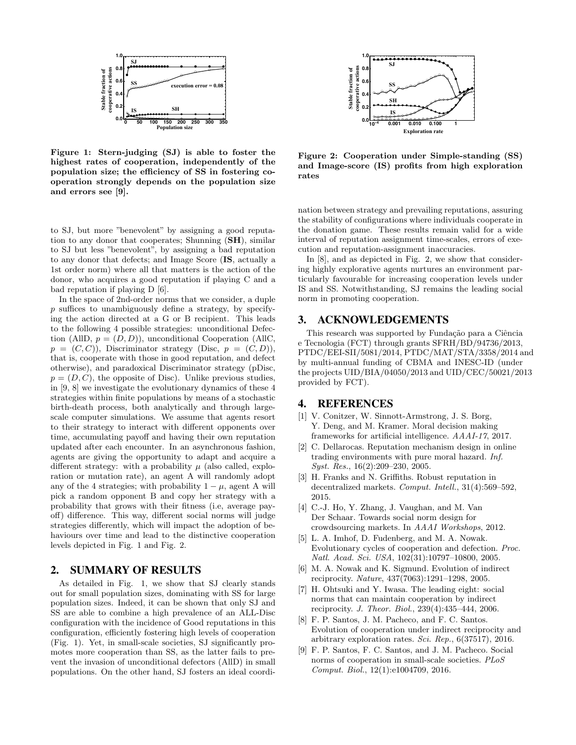1.0
SJ
0.8
SS
0.6
execution error = 0.08
0.4
0.2
IS
SH
0.0
0 50 100 150 200 250 300 350
Population size
Stable fraction of cooperative actions

**Figure 1: Stern-judging (SJ) is able to foster the highest rates of cooperation, independently of the population size; the efficiency of SS in fostering cooperation strongly depends on the population size and errors see [9].**

1.0
SJ
0.8
0.6
SS
0.4
SH
0.2
IS
0.0
$10^{-4}$ 0.001 0.010 0.100 1
Exploration rate
Stable fraction of cooperative actions

**Figure 2: Cooperation under Simple-standing (SS) and Image-score (IS) profits from high exploration rates**

to SJ, but more "benevolent" by assigning a good reputation to any donor that cooperates; Shunning (**SH**), similar to SJ but less "benevolent", by assigning a bad reputation to any donor that defects; and Image Score (**IS**, actually a 1st order norm) where all that matters is the action of the donor, who acquires a good reputation if playing C and a bad reputation if playing D [6].

In the space of 2nd-order norms that we consider, a duple $p$ suffices to unambiguously define a strategy, by specifying the action directed at a G or B recipient. This leads to the following 4 possible strategies: unconditional Defection (AllD, $p = (D, D)$), unconditional Cooperation (AllC, $p = (C, C)$), Discriminator strategy (Disc, $p = (C, D)$), that is, cooperate with those in good reputation, and defect otherwise), and paradoxical Discriminator strategy (pDisc, $p = (D, C)$, the opposite of Disc). Unlike previous studies, in [9, 8] we investigate the evolutionary dynamics of these 4 strategies within finite populations by means of a stochastic birth-death process, both analytically and through large-scale computer simulations. We assume that agents resort to their strategy to interact with different opponents over time, accumulating payoff and having their own reputation updated after each encounter. In an asynchronous fashion, agents are giving the opportunity to adapt and acquire a different strategy: with a probability $\mu$ (also called, exploration or mutation rate), an agent A will randomly adopt any of the 4 strategies; with probability $1 - \mu$, agent A will pick a random opponent B and copy her strategy with a probability that grows with their fitness (i.e, average payoff) difference. This way, different social norms will judge strategies differently, which will impact the adoption of behaviours over time and lead to the distinctive cooperation levels depicted in Fig. 1 and Fig. 2.

## 2. SUMMARY OF RESULTS

As detailed in Fig. 1, we show that SJ clearly stands out for small population sizes, dominating with SS for large population sizes. Indeed, it can be shown that only SJ and SS are able to combine a high prevalence of an ALL-Disc configuration with the incidence of Good reputations in this configuration, efficiently fostering high levels of cooperation (Fig. 1). Yet, in small-scale societies, SJ significantly promotes more cooperation than SS, as the latter fails to prevent the invasion of unconditional defectors (AllD) in small populations. On the other hand, SJ fosters an ideal coordination between strategy and prevailing reputations, assuring the stability of configurations where individuals cooperate in the donation game. These results remain valid for a wide interval of reputation assignment time-scales, errors of execution and reputation-assignment inaccuracies.

In [8], and as depicted in Fig. 2, we show that considering highly explorative agents nurtures an environment particularly favourable for increasing cooperation levels under IS and SS. Notwithstanding, SJ remains the leading social norm in promoting cooperation.

## 3. ACKNOWLEDGEMENTS

This research was supported by Fundação para a Ciência e Tecnologia (FCT) through grants SFRH/BD/94736/2013, PTDC/EEI-SII/5081/2014, PTDC/MAT/STA/3358/2014 and by multi-annual funding of CBMA and INESC-ID (under the projects UID/BIA/04050/2013 and UID/CEC/50021/2013 provided by FCT).

## 4. REFERENCES

[1] V. Conitzer, W. Sinnott-Armstrong, J. S. Borg, Y. Deng, and M. Kramer. Moral decision making frameworks for artificial intelligence. *AAAI-17*, 2017.

[2] C. Dellarocas. Reputation mechanism design in online trading environments with pure moral hazard. *Inf. Syst. Res.*, 16(2):209–230, 2005.

[3] H. Franks and N. Griffiths. Robust reputation in decentralized markets. *Comput. Intell.*, 31(4):569–592, 2015.

[4] C.-J. Ho, Y. Zhang, J. Vaughan, and M. Van Der Schaar. Towards social norm design for crowdsourcing markets. In *AAAI Workshops*, 2012.

[5] L. A. Imhof, D. Fudenberg, and M. A. Nowak. Evolutionary cycles of cooperation and defection. *Proc. Natl. Acad. Sci. USA*, 102(31):10797–10800, 2005.

[6] M. A. Nowak and K. Sigmund. Evolution of indirect reciprocity. *Nature*, 437(7063):1291–1298, 2005.

[7] H. Ohtsuki and Y. Iwasa. The leading eight: social norms that can maintain cooperation by indirect reciprocity. *J. Theor. Biol.*, 239(4):435–444, 2006.

[8] F. P. Santos, J. M. Pacheco, and F. C. Santos. Evolution of cooperation under indirect reciprocity and arbitrary exploration rates. *Sci. Rep.*, 6(37517), 2016.

[9] F. P. Santos, F. C. Santos, and J. M. Pacheco. Social norms of cooperation in small-scale societies. *PLoS Comput. Biol.*, 12(1):e1004709, 2016.